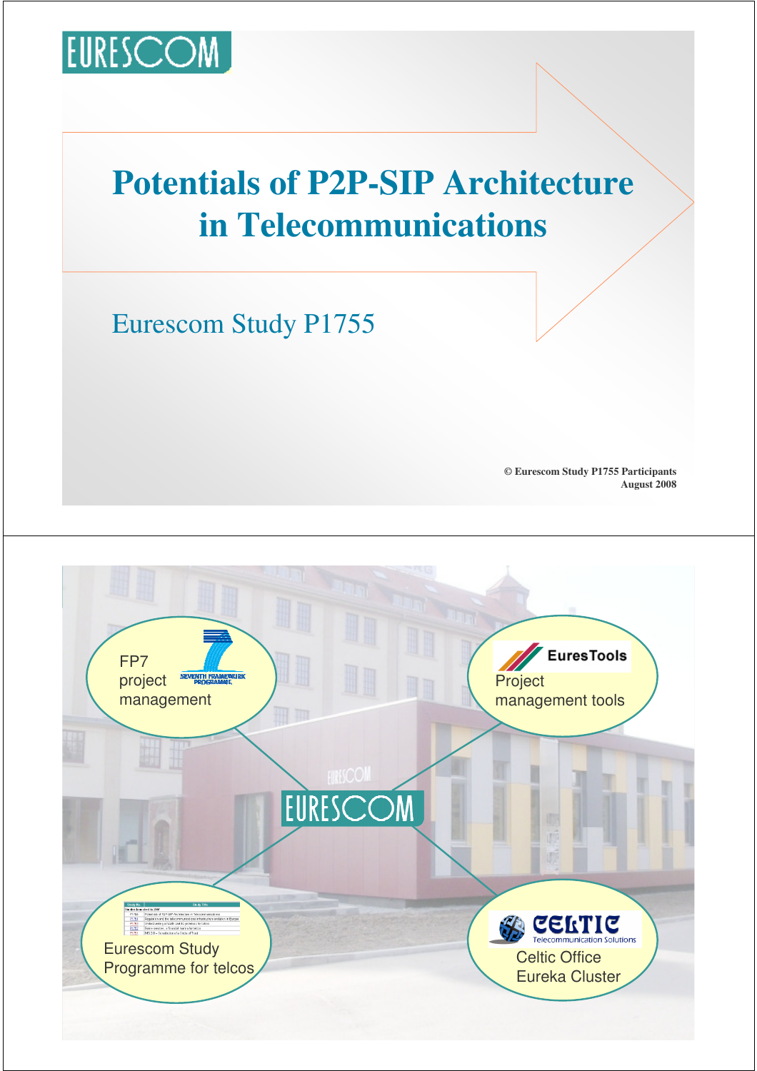EURESCOM

# Potentials of P2P-SIP Architecture in Telecommunications

## Eurescom Study P1755

© Eurescom Study P1755 Participants
August 2008

---

FP7 project management

EuresTools
Project management tools

EURESCOM

Eurescom Study Programme for telcos

CELTIC Telecommunication Solutions
Celtic Office Eureka Cluster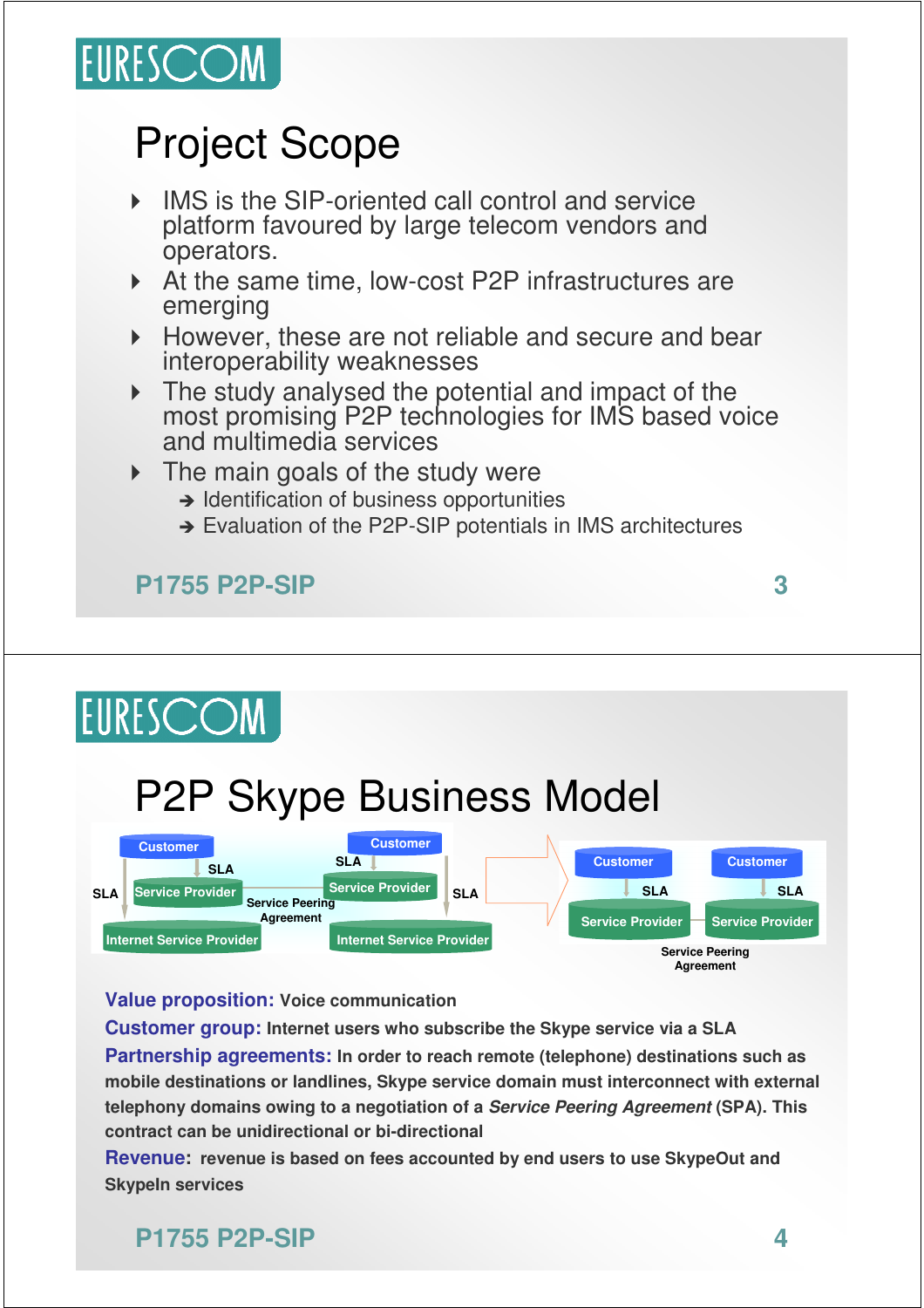## Project Scope

- IMS is the SIP-oriented call control and service platform favoured by large telecom vendors and operators.
- At the same time, low-cost P2P infrastructures are emerging
- However, these are not reliable and secure and bear interoperability weaknesses
- The study analysed the potential and impact of the most promising P2P technologies for IMS based voice and multimedia services
- The main goals of the study were
  - ➔ Identification of business opportunities
  - ➔ Evaluation of the P2P-SIP potentials in IMS architectures

## P2P Skype Business Model

Customer — SLA — Service Provider — SLA — Internet Service Provider; Service Peering Agreement; Customer — SLA — Service Provider — SLA — Internet Service Provider

Customer — SLA — Service Provider; Customer — SLA — Service Provider; Service Peering Agreement

**Value proposition:** Voice communication

**Customer group:** Internet users who subscribe the Skype service via a SLA

**Partnership agreements:** In order to reach remote (telephone) destinations such as mobile destinations or landlines, Skype service domain must interconnect with external telephony domains owing to a negotiation of a *Service Peering Agreement* (SPA). This contract can be unidirectional or bi-directional

**Revenue:** revenue is based on fees accounted by end users to use SkypeOut and SkypeIn services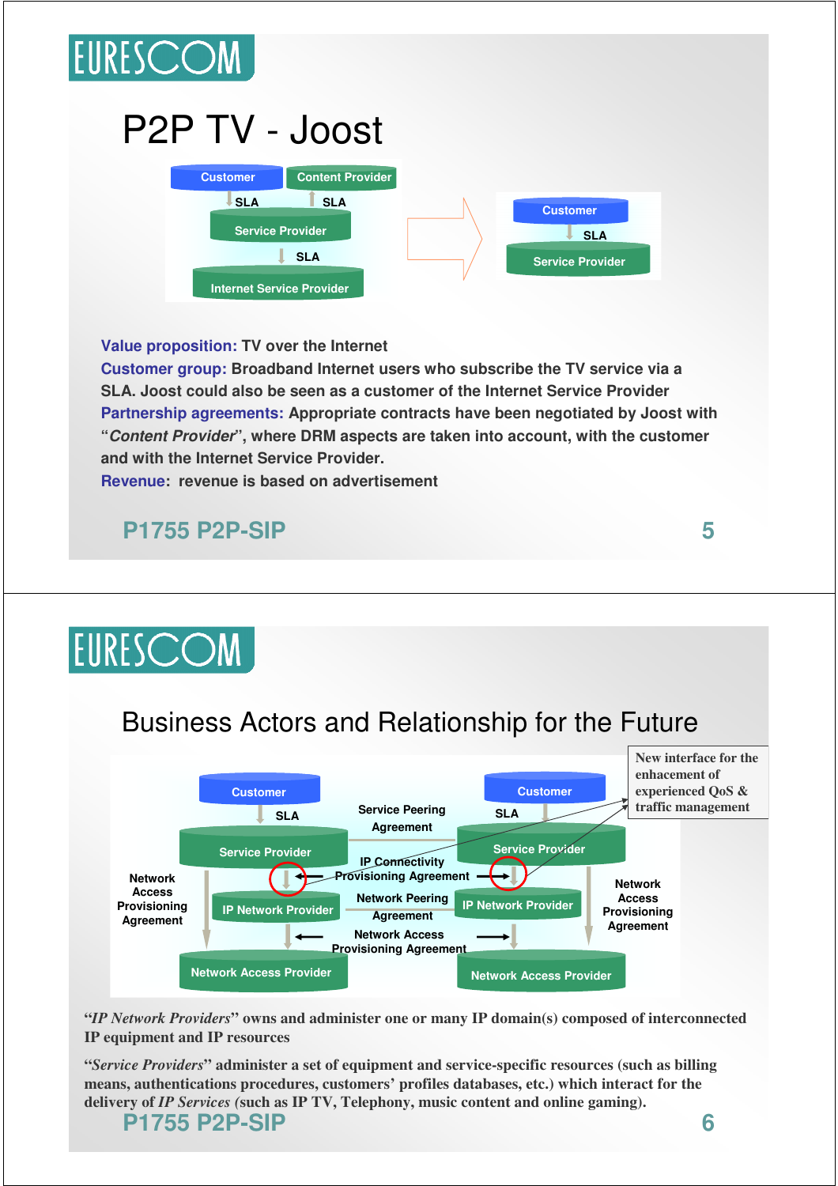# P2P TV - Joost

Customer | Content Provider
SLA | SLA
Service Provider
SLA
Internet Service Provider

Customer
SLA
Service Provider

**Value proposition:** TV over the Internet

**Customer group:** Broadband Internet users who subscribe the TV service via a SLA. Joost could also be seen as a customer of the Internet Service Provider

**Partnership agreements:** Appropriate contracts have been negotiated by Joost with "*Content Provider*", where DRM aspects are taken into account, with the customer and with the Internet Service Provider.

**Revenue:** revenue is based on advertisement

P1755 P2P-SIP

# Business Actors and Relationship for the Future

Customer | Customer
SLA | Service Peering Agreement | SLA
Service Provider | Service Provider
IP Connectivity Provisioning Agreement
Network Access Provisioning Agreement | Network Access Provisioning Agreement
IP Network Provider | Network Peering Agreement | IP Network Provider
Network Access Provisioning Agreement
Network Access Provider | Network Access Provider

New interface for the enhacement of experienced QoS & traffic management

"*IP Network Providers*" owns and administer one or many IP domain(s) composed of interconnected IP equipment and IP resources

"*Service Providers*" administer a set of equipment and service-specific resources (such as billing means, authentications procedures, customers' profiles databases, etc.) which interact for the delivery of *IP Services* (such as IP TV, Telephony, music content and online gaming).

P1755 P2P-SIP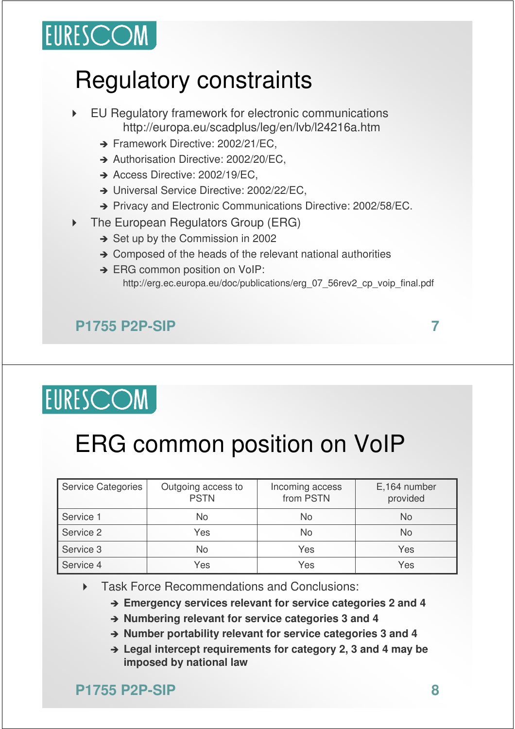# Regulatory constraints

- EU Regulatory framework for electronic communications
  http://europa.eu/scadplus/leg/en/lvb/l24216a.htm
  - Framework Directive: 2002/21/EC,
  - Authorisation Directive: 2002/20/EC,
  - Access Directive: 2002/19/EC,
  - Universal Service Directive: 2002/22/EC,
  - Privacy and Electronic Communications Directive: 2002/58/EC.
- The European Regulators Group (ERG)
  - Set up by the Commission in 2002
  - Composed of the heads of the relevant national authorities
  - ERG common position on VoIP:
    http://erg.ec.europa.eu/doc/publications/erg_07_56rev2_cp_voip_final.pdf

# ERG common position on VoIP

| Service Categories | Outgoing access to PSTN | Incoming access from PSTN | E,164 number provided |
|---|---|---|---|
| Service 1 | No | No | No |
| Service 2 | Yes | No | No |
| Service 3 | No | Yes | Yes |
| Service 4 | Yes | Yes | Yes |

- Task Force Recommendations and Conclusions:
  - **Emergency services relevant for service categories 2 and 4**
  - **Numbering relevant for service categories 3 and 4**
  - **Number portability relevant for service categories 3 and 4**
  - **Legal intercept requirements for category 2, 3 and 4 may be imposed by national law**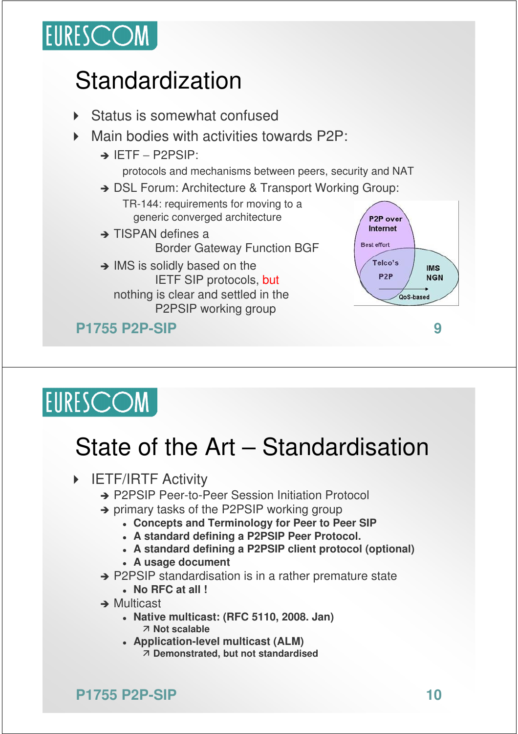# Standardization

- Status is somewhat confused
- Main bodies with activities towards P2P:
  - IETF – P2PSIP:
    protocols and mechanisms between peers, security and NAT
  - DSL Forum: Architecture & Transport Working Group:
    TR-144: requirements for moving to a generic converged architecture
  - TISPAN defines a Border Gateway Function BGF
  - IMS is solidly based on the IETF SIP protocols, but nothing is clear and settled in the P2PSIP working group

P2P over Internet

Best effort

Telco's P2P

IMS NGN

QoS-based

# State of the Art – Standardisation

- IETF/IRTF Activity
  - P2PSIP Peer-to-Peer Session Initiation Protocol
  - primary tasks of the P2PSIP working group
    - **Concepts and Terminology for Peer to Peer SIP**
    - **A standard defining a P2PSIP Peer Protocol.**
    - **A standard defining a P2PSIP client protocol (optional)**
    - **A usage document**
  - P2PSIP standardisation is in a rather premature state
    - **No RFC at all !**
  - Multicast
    - **Native multicast: (RFC 5110, 2008. Jan)**
      - **Not scalable**
    - **Application-level multicast (ALM)**
      - **Demonstrated, but not standardised**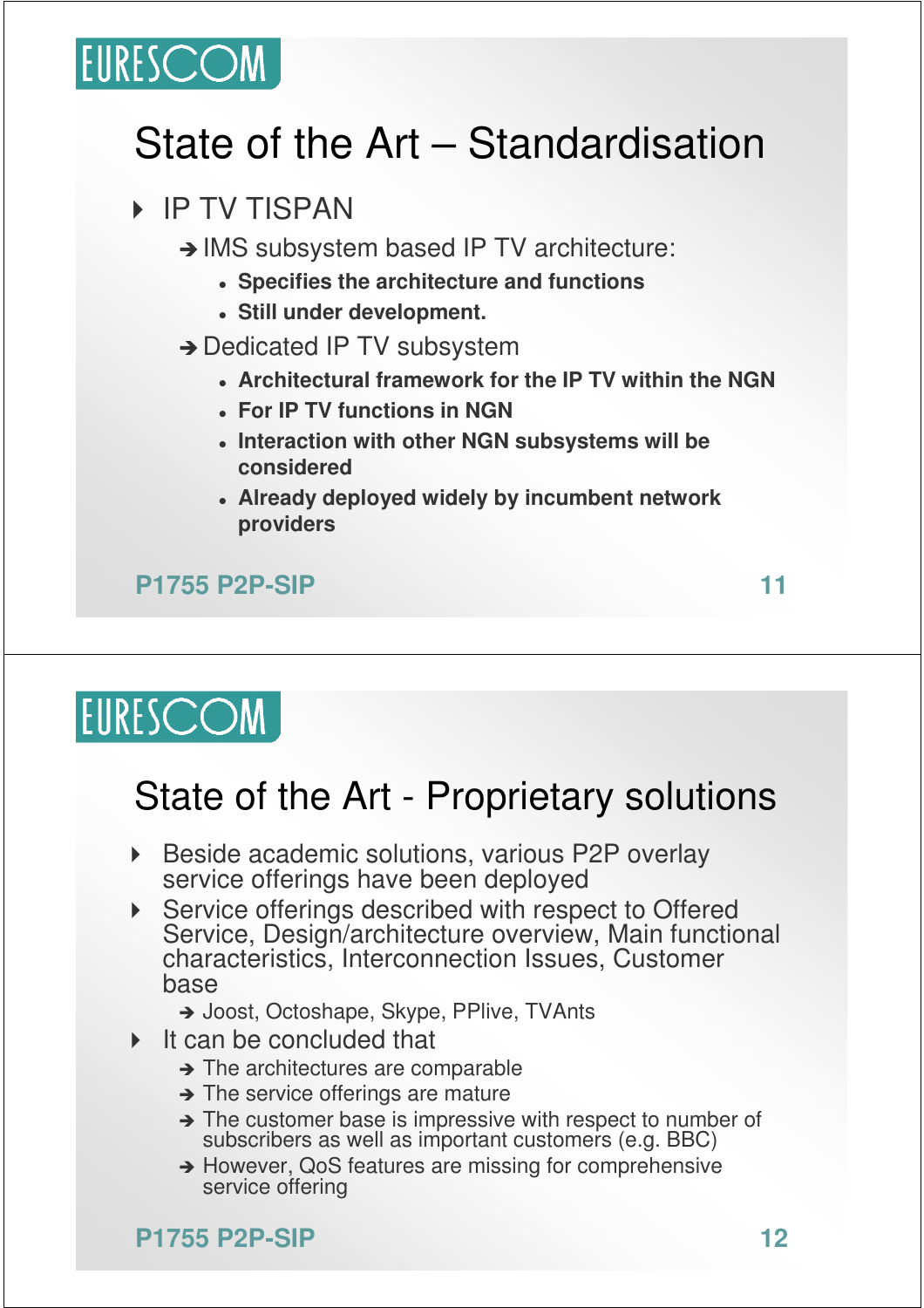## State of the Art – Standardisation

- IP TV TISPAN
  - ➔ IMS subsystem based IP TV architecture:
    - **Specifies the architecture and functions**
    - **Still under development.**
  - ➔ Dedicated IP TV subsystem
    - **Architectural framework for the IP TV within the NGN**
    - **For IP TV functions in NGN**
    - **Interaction with other NGN subsystems will be considered**
    - **Already deployed widely by incumbent network providers**

## State of the Art - Proprietary solutions

- Beside academic solutions, various P2P overlay service offerings have been deployed
- Service offerings described with respect to Offered Service, Design/architecture overview, Main functional characteristics, Interconnection Issues, Customer base
  - ➔ Joost, Octoshape, Skype, PPlive, TVAnts
- It can be concluded that
  - ➔ The architectures are comparable
  - ➔ The service offerings are mature
  - ➔ The customer base is impressive with respect to number of subscribers as well as important customers (e.g. BBC)
  - ➔ However, QoS features are missing for comprehensive service offering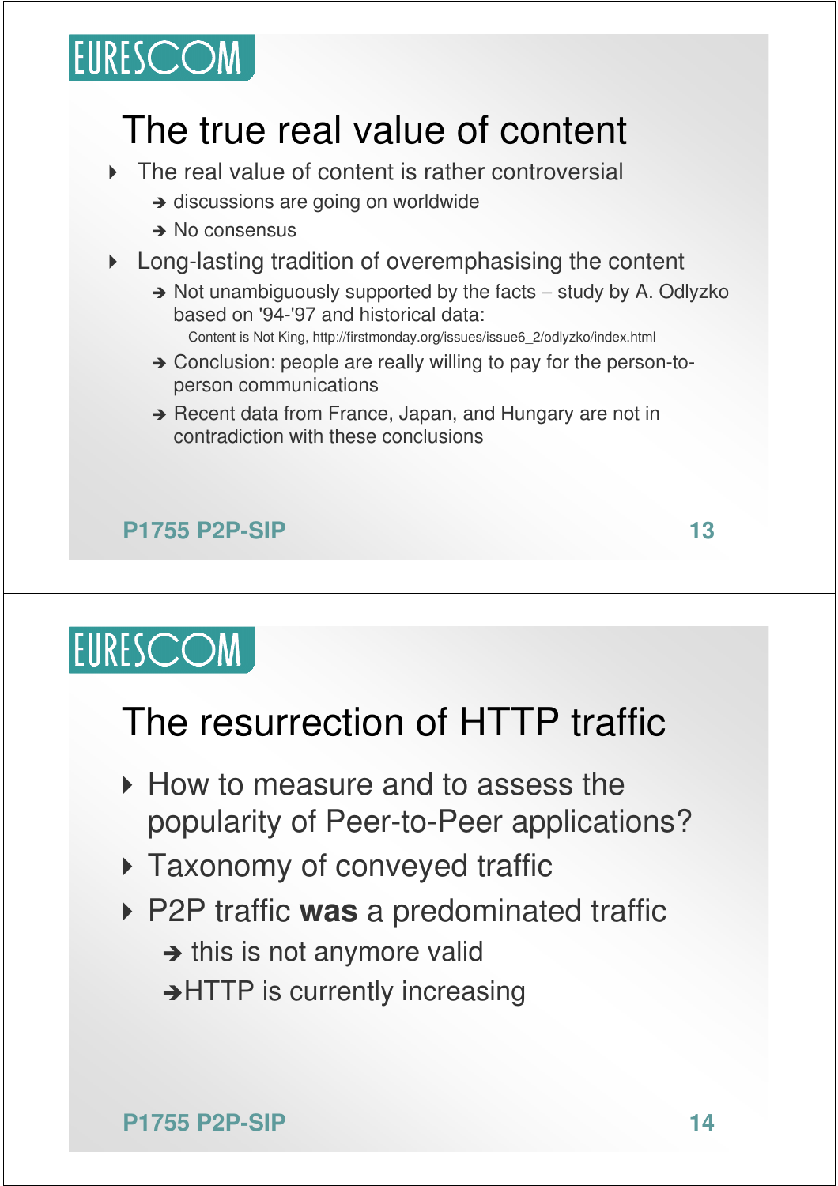## The true real value of content

- The real value of content is rather controversial
  - ➔ discussions are going on worldwide
  - ➔ No consensus
- Long-lasting tradition of overemphasising the content
  - ➔ Not unambiguously supported by the facts – study by A. Odlyzko based on '94-'97 and historical data:
    - Content is Not King, http://firstmonday.org/issues/issue6_2/odlyzko/index.html
  - ➔ Conclusion: people are really willing to pay for the person-to-person communications
  - ➔ Recent data from France, Japan, and Hungary are not in contradiction with these conclusions

## The resurrection of HTTP traffic

- How to measure and to assess the popularity of Peer-to-Peer applications?
- Taxonomy of conveyed traffic
- P2P traffic **was** a predominated traffic
  - ➔ this is not anymore valid
  - ➔ HTTP is currently increasing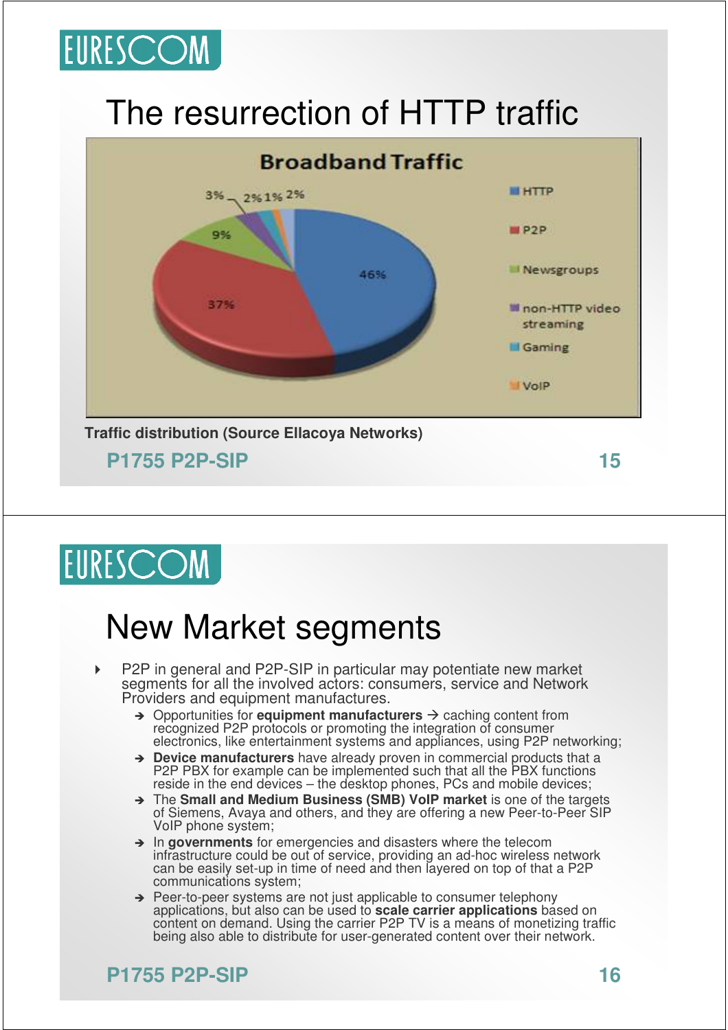# The resurrection of HTTP traffic

**Broadband Traffic**

| Category | Share |
|---|---|
| HTTP | 46% |
| P2P | 37% |
| Newsgroups | 9% |
| non-HTTP video streaming | 3% |
| Gaming | 2% |
| VoIP | 1% |
| (unlabeled) | 2% |

**Traffic distribution (Source Ellacoya Networks)**

# New Market segments

- P2P in general and P2P-SIP in particular may potentiate new market segments for all the involved actors: consumers, service and Network Providers and equipment manufactures.
  - ➔ Opportunities for **equipment manufacturers** → caching content from recognized P2P protocols or promoting the integration of consumer electronics, like entertainment systems and appliances, using P2P networking;
  - ➔ **Device manufacturers** have already proven in commercial products that a P2P PBX for example can be implemented such that all the PBX functions reside in the end devices – the desktop phones, PCs and mobile devices;
  - ➔ The **Small and Medium Business (SMB) VoIP market** is one of the targets of Siemens, Avaya and others, and they are offering a new Peer-to-Peer SIP VoIP phone system;
  - ➔ In **governments** for emergencies and disasters where the telecom infrastructure could be out of service, providing an ad-hoc wireless network can be easily set-up in time of need and then layered on top of that a P2P communications system;
  - ➔ Peer-to-peer systems are not just applicable to consumer telephony applications, but also can be used to **scale carrier applications** based on content on demand. Using the carrier P2P TV is a means of monetizing traffic being also able to distribute for user-generated content over their network.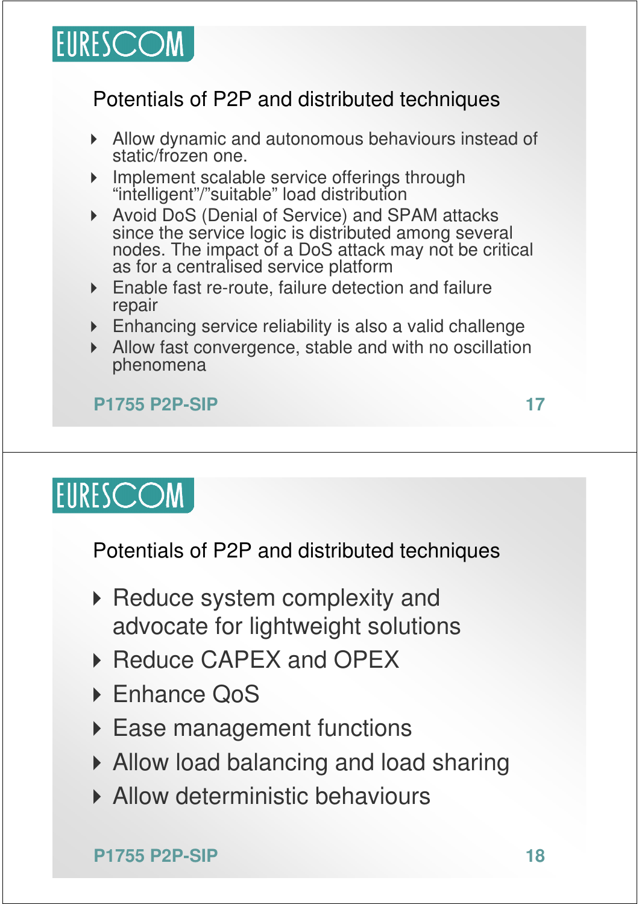## Potentials of P2P and distributed techniques

- Allow dynamic and autonomous behaviours instead of static/frozen one.
- Implement scalable service offerings through "intelligent"/"suitable" load distribution
- Avoid DoS (Denial of Service) and SPAM attacks since the service logic is distributed among several nodes. The impact of a DoS attack may not be critical as for a centralised service platform
- Enable fast re-route, failure detection and failure repair
- Enhancing service reliability is also a valid challenge
- Allow fast convergence, stable and with no oscillation phenomena

## Potentials of P2P and distributed techniques

- Reduce system complexity and advocate for lightweight solutions
- Reduce CAPEX and OPEX
- Enhance QoS
- Ease management functions
- Allow load balancing and load sharing
- Allow deterministic behaviours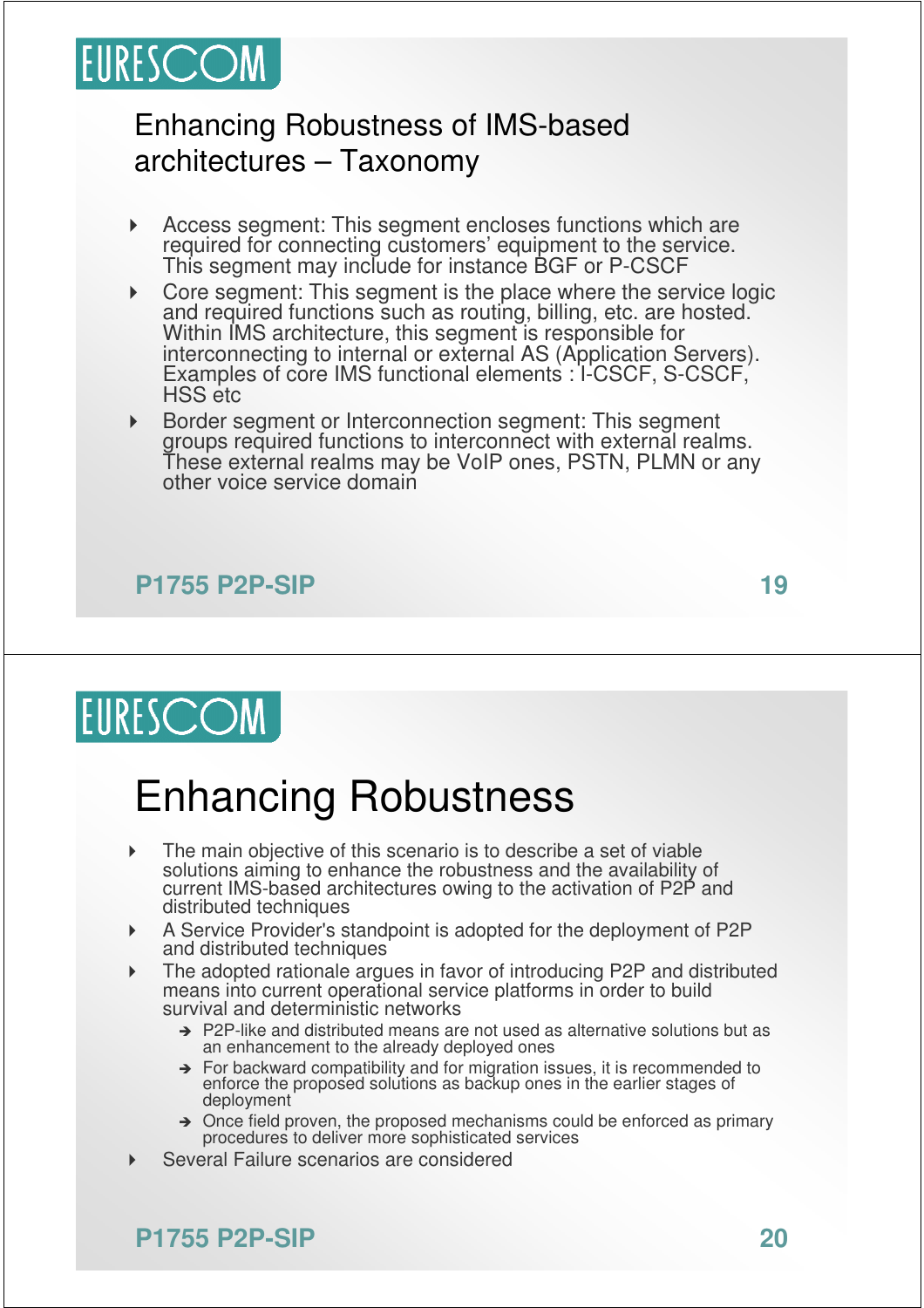## Enhancing Robustness of IMS-based architectures – Taxonomy

- Access segment: This segment encloses functions which are required for connecting customers' equipment to the service. This segment may include for instance BGF or P-CSCF
- Core segment: This segment is the place where the service logic and required functions such as routing, billing, etc. are hosted. Within IMS architecture, this segment is responsible for interconnecting to internal or external AS (Application Servers). Examples of core IMS functional elements : I-CSCF, S-CSCF, HSS etc
- Border segment or Interconnection segment: This segment groups required functions to interconnect with external realms. These external realms may be VoIP ones, PSTN, PLMN or any other voice service domain

## Enhancing Robustness

- The main objective of this scenario is to describe a set of viable solutions aiming to enhance the robustness and the availability of current IMS-based architectures owing to the activation of P2P and distributed techniques
- A Service Provider's standpoint is adopted for the deployment of P2P and distributed techniques
- The adopted rationale argues in favor of introducing P2P and distributed means into current operational service platforms in order to build survival and deterministic networks
  - P2P-like and distributed means are not used as alternative solutions but as an enhancement to the already deployed ones
  - For backward compatibility and for migration issues, it is recommended to enforce the proposed solutions as backup ones in the earlier stages of deployment
  - Once field proven, the proposed mechanisms could be enforced as primary procedures to deliver more sophisticated services
- Several Failure scenarios are considered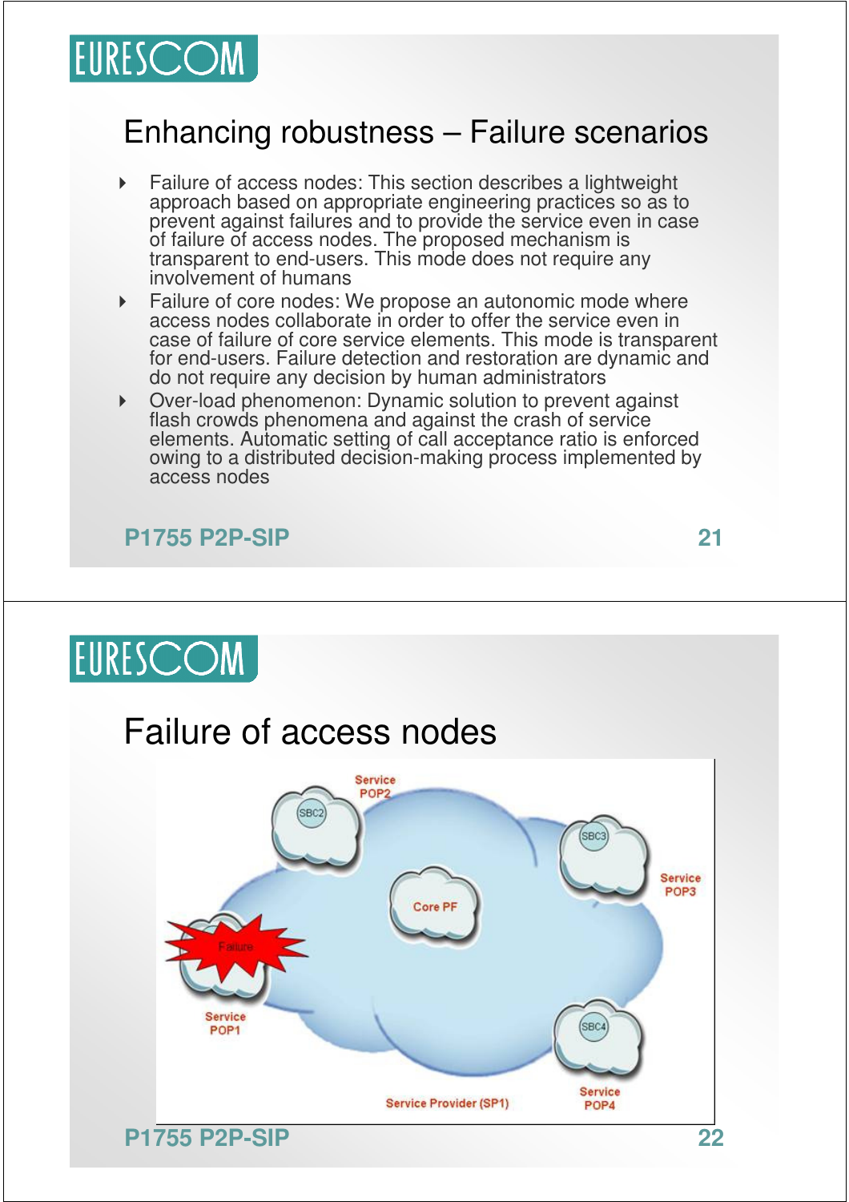## Enhancing robustness – Failure scenarios

- Failure of access nodes: This section describes a lightweight approach based on appropriate engineering practices so as to prevent against failures and to provide the service even in case of failure of access nodes. The proposed mechanism is transparent to end-users. This mode does not require any involvement of humans
- Failure of core nodes: We propose an autonomic mode where access nodes collaborate in order to offer the service even in case of failure of core service elements. This mode is transparent for end-users. Failure detection and restoration are dynamic and do not require any decision by human administrators
- Over-load phenomenon: Dynamic solution to prevent against flash crowds phenomena and against the crash of service elements. Automatic setting of call acceptance ratio is enforced owing to a distributed decision-making process implemented by access nodes

## Failure of access nodes

Service POP2, SBC2, SBC3, Service POP3, Core PF, Failure, Service POP1, SBC4, Service POP4, Service Provider (SP1)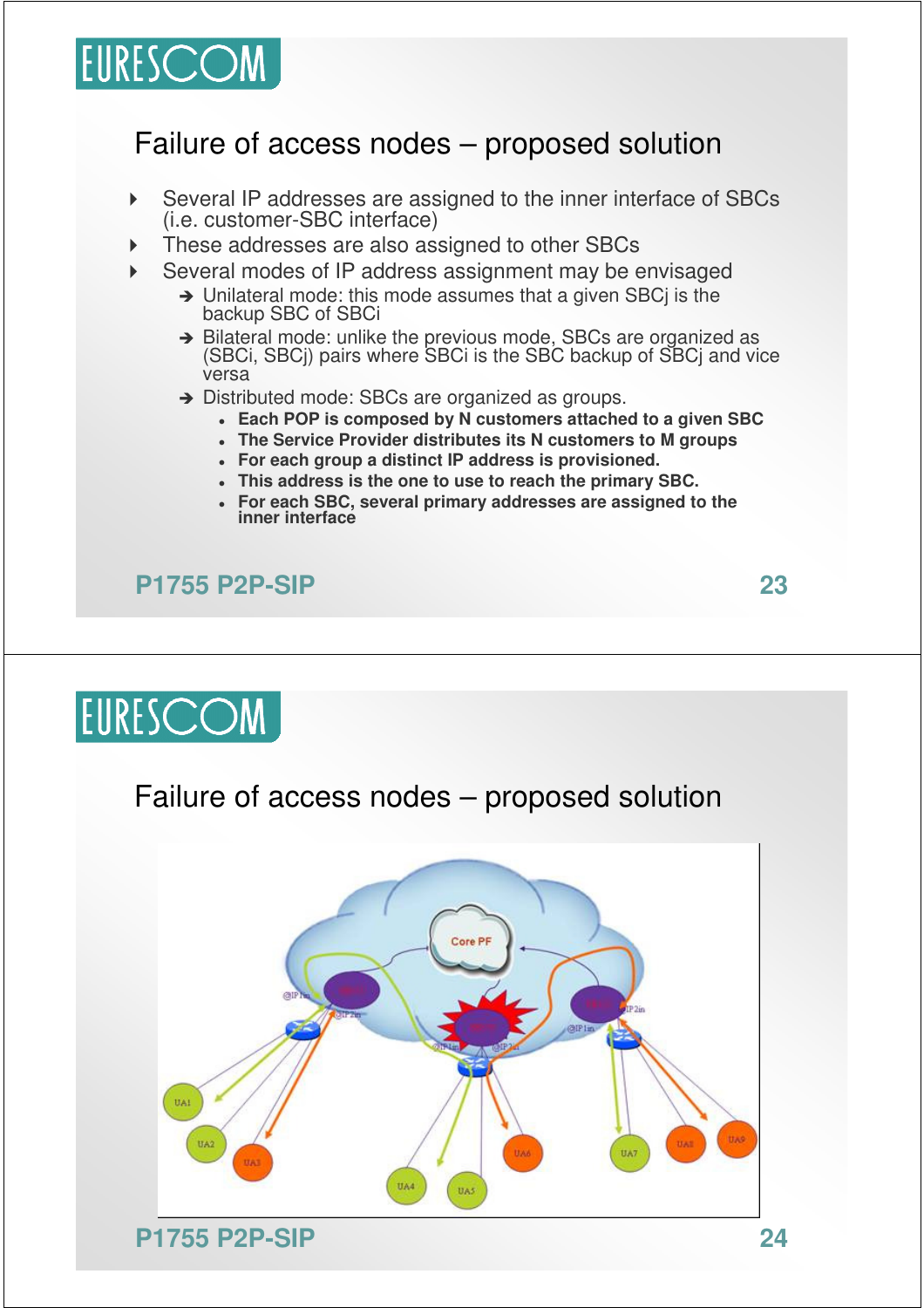## Failure of access nodes – proposed solution

- Several IP addresses are assigned to the inner interface of SBCs (i.e. customer-SBC interface)
- These addresses are also assigned to other SBCs
- Several modes of IP address assignment may be envisaged
  - ➔ Unilateral mode: this mode assumes that a given SBCj is the backup SBC of SBCi
  - ➔ Bilateral mode: unlike the previous mode, SBCs are organized as (SBCi, SBCj) pairs where SBCi is the SBC backup of SBCj and vice versa
  - ➔ Distributed mode: SBCs are organized as groups.
    - **Each POP is composed by N customers attached to a given SBC**
    - **The Service Provider distributes its N customers to M groups**
    - **For each group a distinct IP address is provisioned.**
    - **This address is the one to use to reach the primary SBC.**
    - **For each SBC, several primary addresses are assigned to the inner interface**

## Failure of access nodes – proposed solution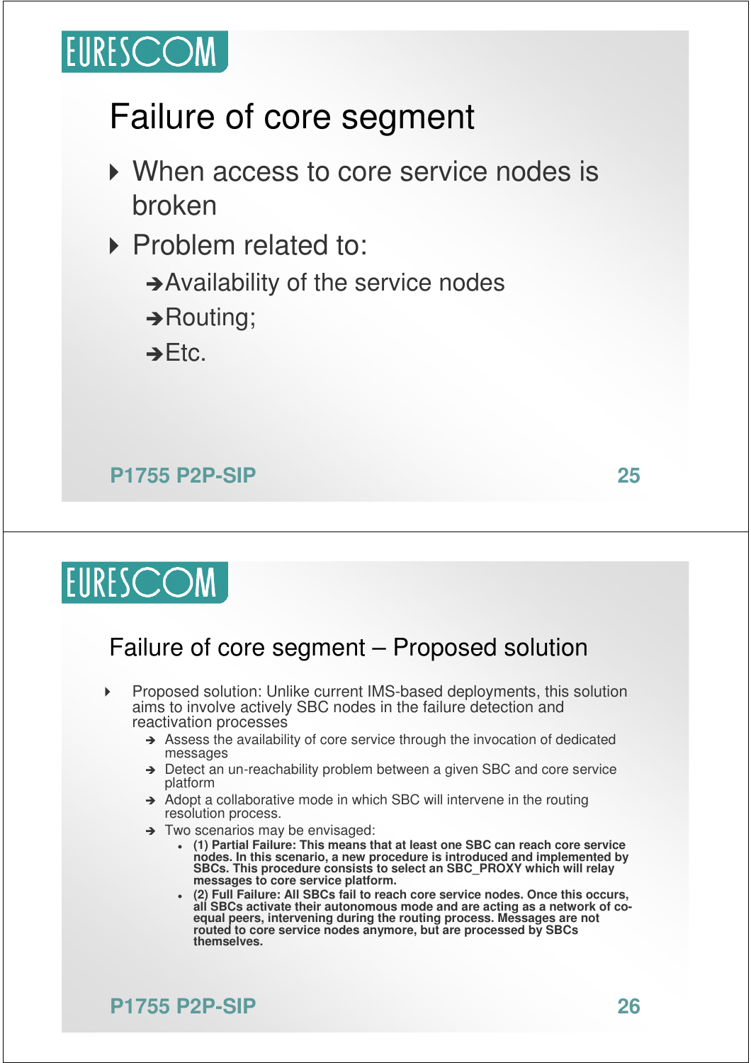## Failure of core segment

- When access to core service nodes is broken
- Problem related to:
  - ➔Availability of the service nodes
  - ➔Routing;
  - ➔Etc.

## Failure of core segment – Proposed solution

- Proposed solution: Unlike current IMS-based deployments, this solution aims to involve actively SBC nodes in the failure detection and reactivation processes
  - ➔ Assess the availability of core service through the invocation of dedicated messages
  - ➔ Detect an un-reachability problem between a given SBC and core service platform
  - ➔ Adopt a collaborative mode in which SBC will intervene in the routing resolution process.
  - ➔ Two scenarios may be envisaged:
    - **(1) Partial Failure: This means that at least one SBC can reach core service nodes. In this scenario, a new procedure is introduced and implemented by SBCs. This procedure consists to select an SBC_PROXY which will relay messages to core service platform.**
    - **(2) Full Failure: All SBCs fail to reach core service nodes. Once this occurs, all SBCs activate their autonomous mode and are acting as a network of co-equal peers, intervening during the routing process. Messages are not routed to core service nodes anymore, but are processed by SBCs themselves.**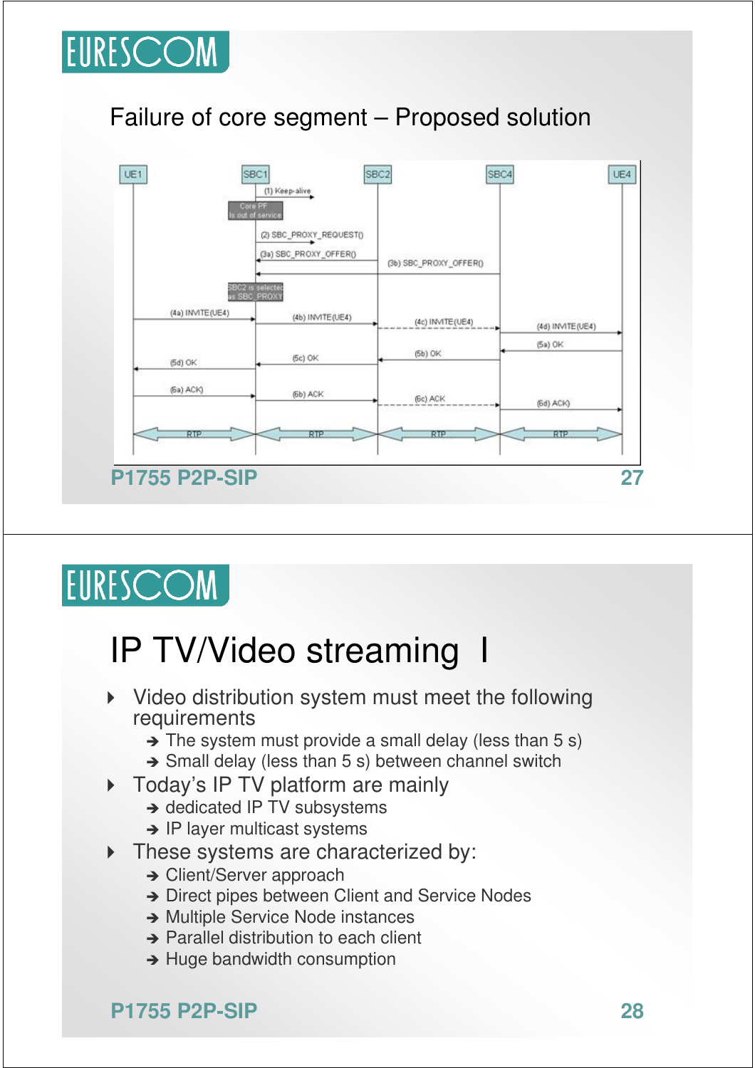## Failure of core segment – Proposed solution

| UE1 | SBC1 | SBC2 | SBC4 | UE4 |
|---|---|---|---|---|

(1) Keep-alive

Core PF is out of service

(2) SBC_PROXY_REQUEST()

(3a) SBC_PROXY_OFFER()

(3b) SBC_PROXY_OFFER()

SBC2 is selected as SBC_PROXY

(4a) INVITE(UE4)

(4b) INVITE(UE4)

(4c) INVITE(UE4)

(4d) INVITE(UE4)

(5a) OK

(5b) OK

(5c) OK

(5d) OK

(6a) ACK()

(6b) ACK

(6c) ACK

(6d) ACK()

RTP RTP RTP RTP

---

# IP TV/Video streaming I

- Video distribution system must meet the following requirements
  - ➔ The system must provide a small delay (less than 5 s)
  - ➔ Small delay (less than 5 s) between channel switch
- Today's IP TV platform are mainly
  - ➔ dedicated IP TV subsystems
  - ➔ IP layer multicast systems
- These systems are characterized by:
  - ➔ Client/Server approach
  - ➔ Direct pipes between Client and Service Nodes
  - ➔ Multiple Service Node instances
  - ➔ Parallel distribution to each client
  - ➔ Huge bandwidth consumption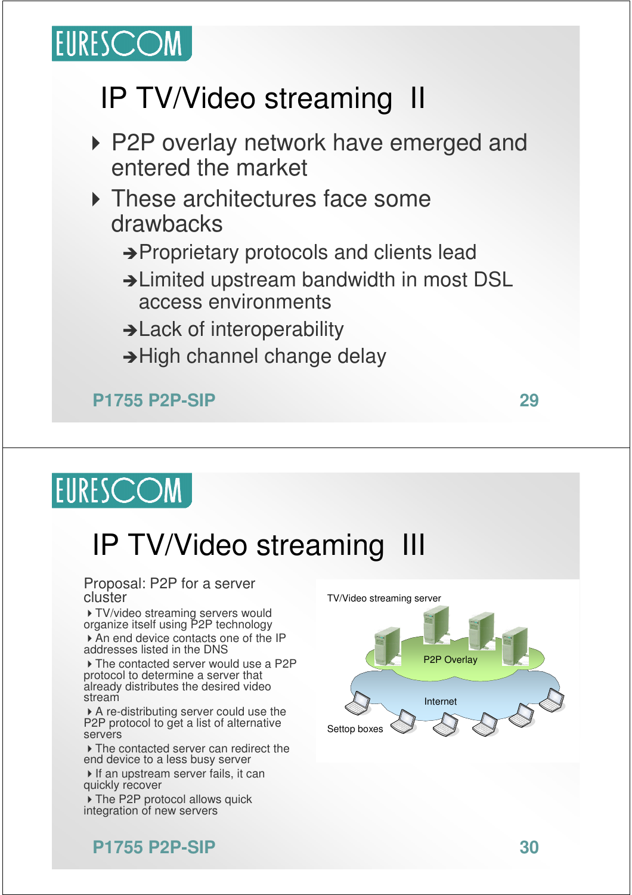# IP TV/Video streaming II

- P2P overlay network have emerged and entered the market
- These architectures face some drawbacks
  - ➔Proprietary protocols and clients lead
  - ➔Limited upstream bandwidth in most DSL access environments
  - ➔Lack of interoperability
  - ➔High channel change delay

# IP TV/Video streaming III

Proposal: P2P for a server cluster

- TV/video streaming servers would organize itself using P2P technology
- An end device contacts one of the IP addresses listed in the DNS
- The contacted server would use a P2P protocol to determine a server that already distributes the desired video stream
- A re-distributing server could use the P2P protocol to get a list of alternative servers
- The contacted server can redirect the end device to a less busy server
- If an upstream server fails, it can quickly recover
- The P2P protocol allows quick integration of new servers

TV/Video streaming server

P2P Overlay

Internet

Settop boxes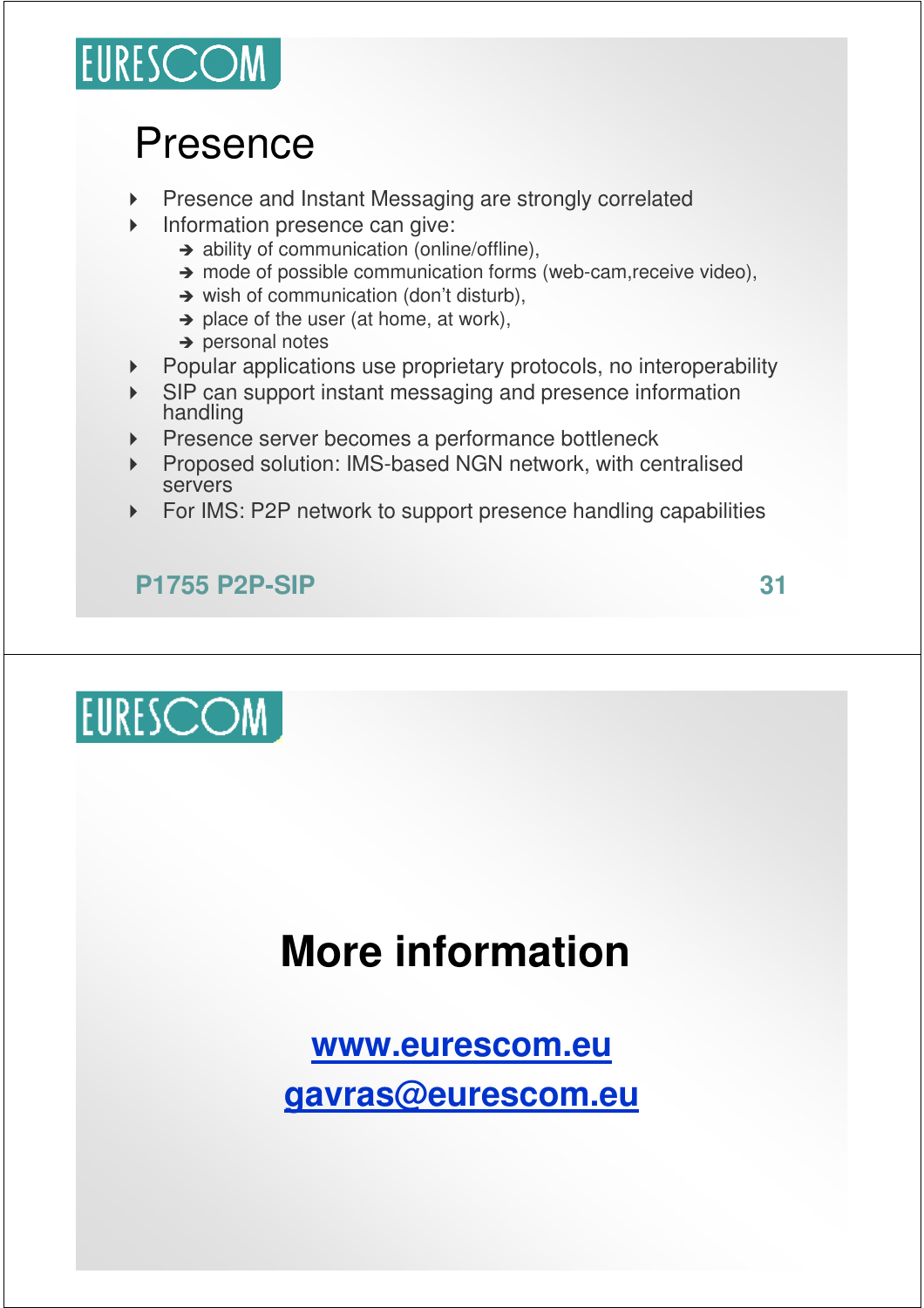EURESCOM

# Presence

- Presence and Instant Messaging are strongly correlated
- Information presence can give:
  - ➔ ability of communication (online/offline),
  - ➔ mode of possible communication forms (web-cam,receive video),
  - ➔ wish of communication (don't disturb),
  - ➔ place of the user (at home, at work),
  - ➔ personal notes
- Popular applications use proprietary protocols, no interoperability
- SIP can support instant messaging and presence information handling
- Presence server becomes a performance bottleneck
- Proposed solution: IMS-based NGN network, with centralised servers
- For IMS: P2P network to support presence handling capabilities

**P1755 P2P-SIP**

EURESCOM

# More information

**www.eurescom.eu**

**gavras@eurescom.eu**